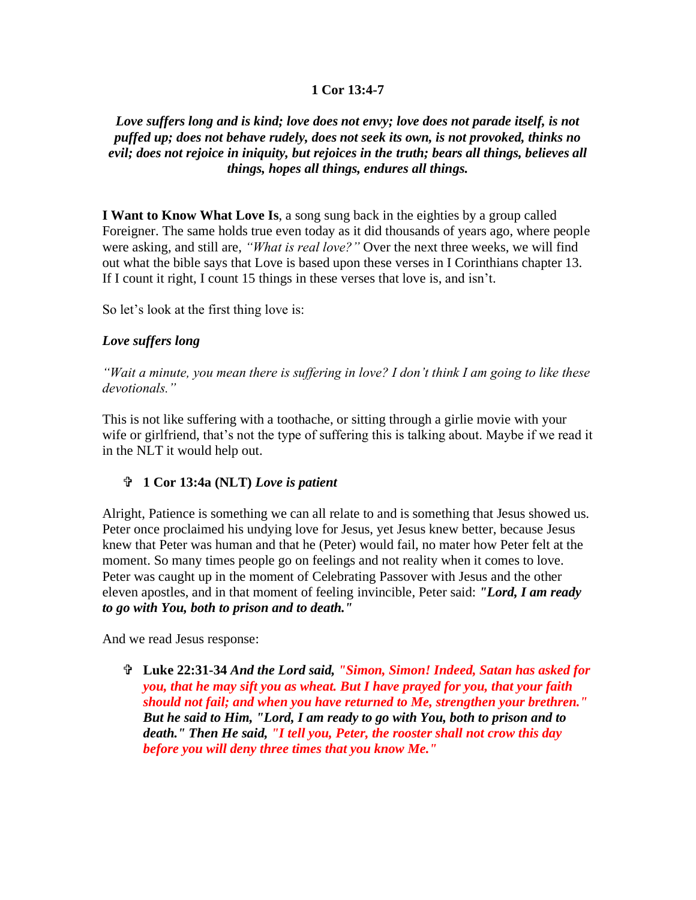**1 Cor 13:4-7**

***Love suffers long and is kind; love does not envy; love does not parade itself, is not puffed up; does not behave rudely, does not seek its own, is not provoked, thinks no evil; does not rejoice in iniquity, but rejoices in the truth; bears all things, believes all things, hopes all things, endures all things.***

**I Want to Know What Love Is**, a song sung back in the eighties by a group called Foreigner. The same holds true even today as it did thousands of years ago, where people were asking, and still are, *"What is real love?"* Over the next three weeks, we will find out what the bible says that Love is based upon these verses in I Corinthians chapter 13. If I count it right, I count 15 things in these verses that love is, and isn't.

So let's look at the first thing love is:

***Love suffers long***

*"Wait a minute, you mean there is suffering in love? I don't think I am going to like these devotionals."*

This is not like suffering with a toothache, or sitting through a girlie movie with your wife or girlfriend, that's not the type of suffering this is talking about. Maybe if we read it in the NLT it would help out.

- ✞ **1 Cor 13:4a (NLT)** ***Love is patient***

Alright, Patience is something we can all relate to and is something that Jesus showed us. Peter once proclaimed his undying love for Jesus, yet Jesus knew better, because Jesus knew that Peter was human and that he (Peter) would fail, no mater how Peter felt at the moment. So many times people go on feelings and not reality when it comes to love. Peter was caught up in the moment of Celebrating Passover with Jesus and the other eleven apostles, and in that moment of feeling invincible, Peter said: ***"Lord, I am ready to go with You, both to prison and to death."***

And we read Jesus response:

- ✞ **Luke 22:31-34** ***And the Lord said, "Simon, Simon! Indeed, Satan has asked for you, that he may sift you as wheat. But I have prayed for you, that your faith should not fail; and when you have returned to Me, strengthen your brethren." But he said to Him, "Lord, I am ready to go with You, both to prison and to death." Then He said, "I tell you, Peter, the rooster shall not crow this day before you will deny three times that you know Me."***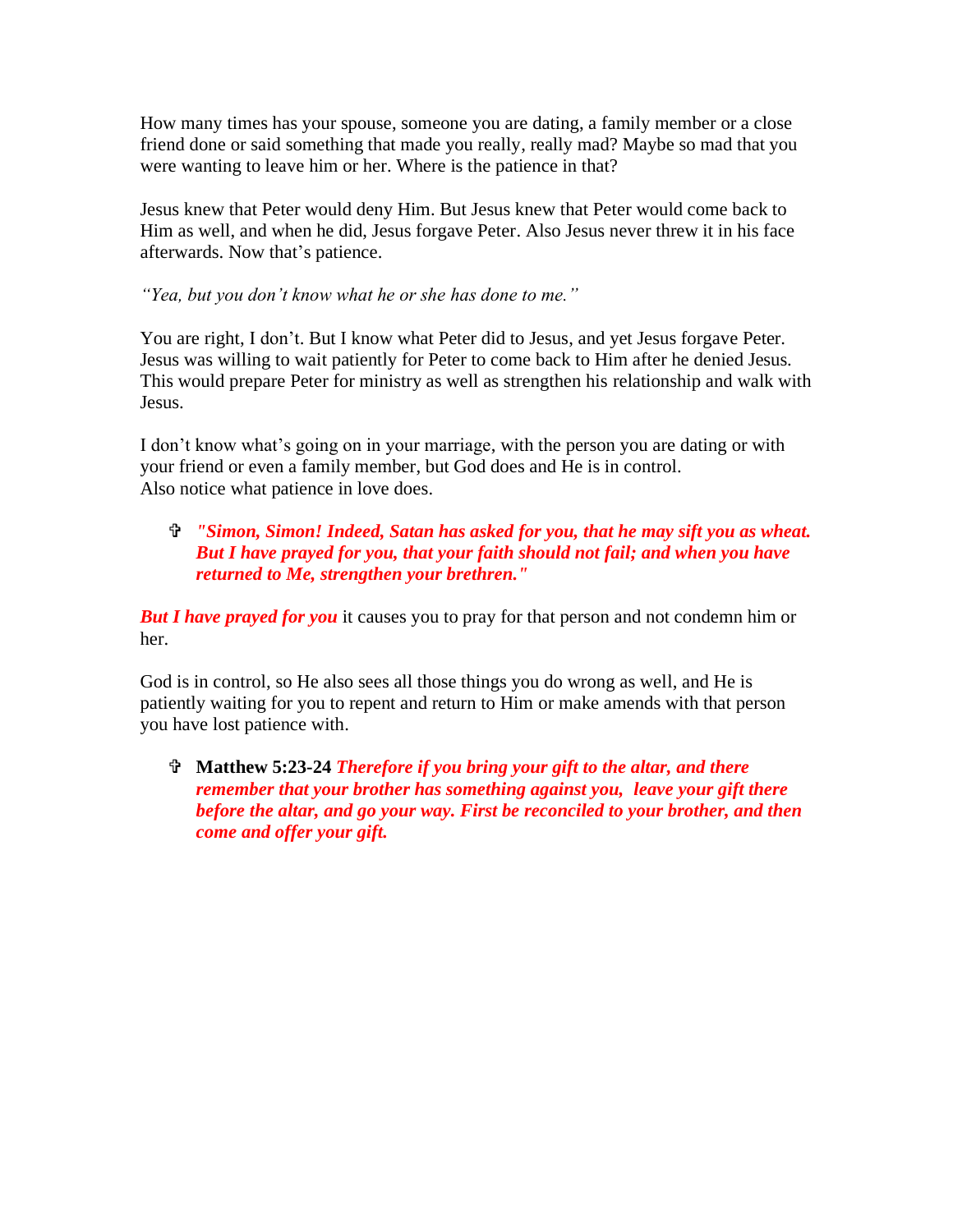How many times has your spouse, someone you are dating, a family member or a close friend done or said something that made you really, really mad? Maybe so mad that you were wanting to leave him or her. Where is the patience in that?

Jesus knew that Peter would deny Him. But Jesus knew that Peter would come back to Him as well, and when he did, Jesus forgave Peter. Also Jesus never threw it in his face afterwards. Now that's patience.

*"Yea, but you don't know what he or she has done to me."*

You are right, I don't. But I know what Peter did to Jesus, and yet Jesus forgave Peter. Jesus was willing to wait patiently for Peter to come back to Him after he denied Jesus. This would prepare Peter for ministry as well as strengthen his relationship and walk with Jesus.

I don't know what's going on in your marriage, with the person you are dating or with your friend or even a family member, but God does and He is in control.
Also notice what patience in love does.

- ***"Simon, Simon! Indeed, Satan has asked for you, that he may sift you as wheat. But I have prayed for you, that your faith should not fail; and when you have returned to Me, strengthen your brethren."***

***But I have prayed for you*** it causes you to pray for that person and not condemn him or her.

God is in control, so He also sees all those things you do wrong as well, and He is patiently waiting for you to repent and return to Him or make amends with that person you have lost patience with.

- **Matthew 5:23-24** ***Therefore if you bring your gift to the altar, and there remember that your brother has something against you, leave your gift there before the altar, and go your way. First be reconciled to your brother, and then come and offer your gift.***